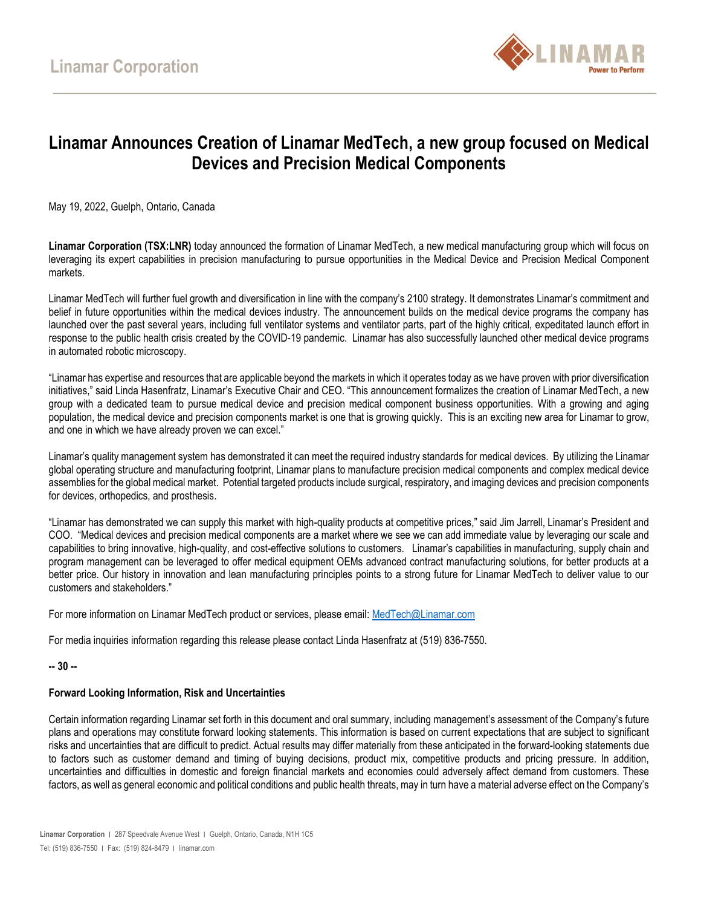# Linamar Corporation

## Linamar Announces Creation of Linamar MedTech, a new group focused on Medical Devices and Precision Medical Components

May 19, 2022, Guelph, Ontario, Canada

**Linamar Corporation (TSX:LNR)** today announced the formation of Linamar MedTech, a new medical manufacturing group which will focus on leveraging its expert capabilities in precision manufacturing to pursue opportunities in the Medical Device and Precision Medical Component markets.

Linamar MedTech will further fuel growth and diversification in line with the company's 2100 strategy. It demonstrates Linamar's commitment and belief in future opportunities within the medical devices industry. The announcement builds on the medical device programs the company has launched over the past several years, including full ventilator systems and ventilator parts, part of the highly critical, expeditated launch effort in response to the public health crisis created by the COVID-19 pandemic. Linamar has also successfully launched other medical device programs in automated robotic microscopy.

"Linamar has expertise and resources that are applicable beyond the markets in which it operates today as we have proven with prior diversification initiatives," said Linda Hasenfratz, Linamar's Executive Chair and CEO. "This announcement formalizes the creation of Linamar MedTech, a new group with a dedicated team to pursue medical device and precision medical component business opportunities. With a growing and aging population, the medical device and precision components market is one that is growing quickly. This is an exciting new area for Linamar to grow, and one in which we have already proven we can excel."

Linamar's quality management system has demonstrated it can meet the required industry standards for medical devices. By utilizing the Linamar global operating structure and manufacturing footprint, Linamar plans to manufacture precision medical components and complex medical device assemblies for the global medical market. Potential targeted products include surgical, respiratory, and imaging devices and precision components for devices, orthopedics, and prosthesis.

"Linamar has demonstrated we can supply this market with high-quality products at competitive prices," said Jim Jarrell, Linamar's President and COO. "Medical devices and precision medical components are a market where we see we can add immediate value by leveraging our scale and capabilities to bring innovative, high-quality, and cost-effective solutions to customers. Linamar's capabilities in manufacturing, supply chain and program management can be leveraged to offer medical equipment OEMs advanced contract manufacturing solutions, for better products at a better price. Our history in innovation and lean manufacturing principles points to a strong future for Linamar MedTech to deliver value to our customers and stakeholders."

For more information on Linamar MedTech product or services, please email: MedTech@Linamar.com

For media inquiries information regarding this release please contact Linda Hasenfratz at (519) 836-7550.

**-- 30 --**

**Forward Looking Information, Risk and Uncertainties**

Certain information regarding Linamar set forth in this document and oral summary, including management's assessment of the Company's future plans and operations may constitute forward looking statements. This information is based on current expectations that are subject to significant risks and uncertainties that are difficult to predict. Actual results may differ materially from these anticipated in the forward-looking statements due to factors such as customer demand and timing of buying decisions, product mix, competitive products and pricing pressure. In addition, uncertainties and difficulties in domestic and foreign financial markets and economies could adversely affect demand from customers. These factors, as well as general economic and political conditions and public health threats, may in turn have a material adverse effect on the Company's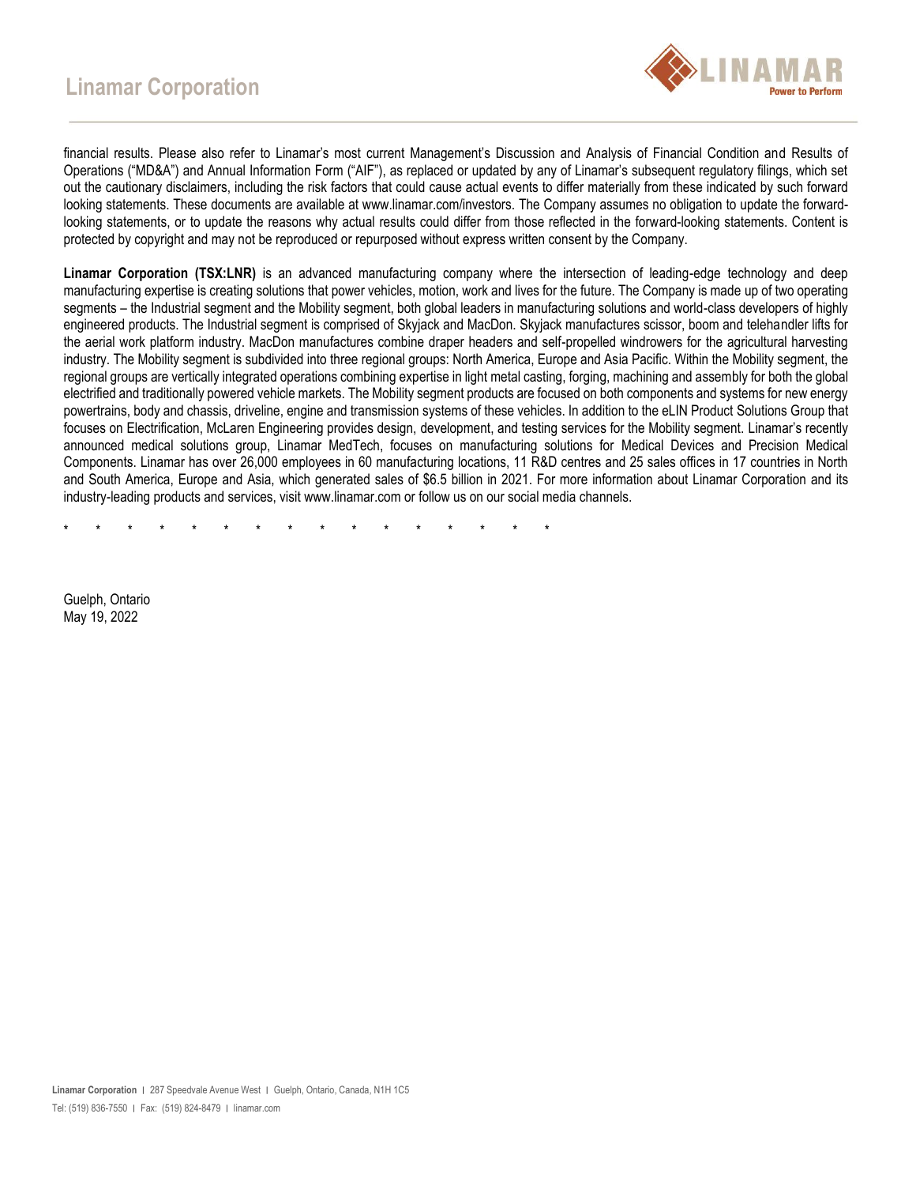financial results. Please also refer to Linamar's most current Management's Discussion and Analysis of Financial Condition and Results of Operations ("MD&A") and Annual Information Form ("AIF"), as replaced or updated by any of Linamar's subsequent regulatory filings, which set out the cautionary disclaimers, including the risk factors that could cause actual events to differ materially from these indicated by such forward looking statements. These documents are available at www.linamar.com/investors. The Company assumes no obligation to update the forward-looking statements, or to update the reasons why actual results could differ from those reflected in the forward-looking statements. Content is protected by copyright and may not be reproduced or repurposed without express written consent by the Company.

**Linamar Corporation (TSX:LNR)** is an advanced manufacturing company where the intersection of leading-edge technology and deep manufacturing expertise is creating solutions that power vehicles, motion, work and lives for the future. The Company is made up of two operating segments – the Industrial segment and the Mobility segment, both global leaders in manufacturing solutions and world-class developers of highly engineered products. The Industrial segment is comprised of Skyjack and MacDon. Skyjack manufactures scissor, boom and telehandler lifts for the aerial work platform industry. MacDon manufactures combine draper headers and self-propelled windrowers for the agricultural harvesting industry. The Mobility segment is subdivided into three regional groups: North America, Europe and Asia Pacific. Within the Mobility segment, the regional groups are vertically integrated operations combining expertise in light metal casting, forging, machining and assembly for both the global electrified and traditionally powered vehicle markets. The Mobility segment products are focused on both components and systems for new energy powertrains, body and chassis, driveline, engine and transmission systems of these vehicles. In addition to the eLIN Product Solutions Group that focuses on Electrification, McLaren Engineering provides design, development, and testing services for the Mobility segment. Linamar's recently announced medical solutions group, Linamar MedTech, focuses on manufacturing solutions for Medical Devices and Precision Medical Components. Linamar has over 26,000 employees in 60 manufacturing locations, 11 R&D centres and 25 sales offices in 17 countries in North and South America, Europe and Asia, which generated sales of $6.5 billion in 2021. For more information about Linamar Corporation and its industry-leading products and services, visit www.linamar.com or follow us on our social media channels.

\* \* \* \* \* \* \* \* \* \* \* \* \* \* \* \*

Guelph, Ontario
May 19, 2022